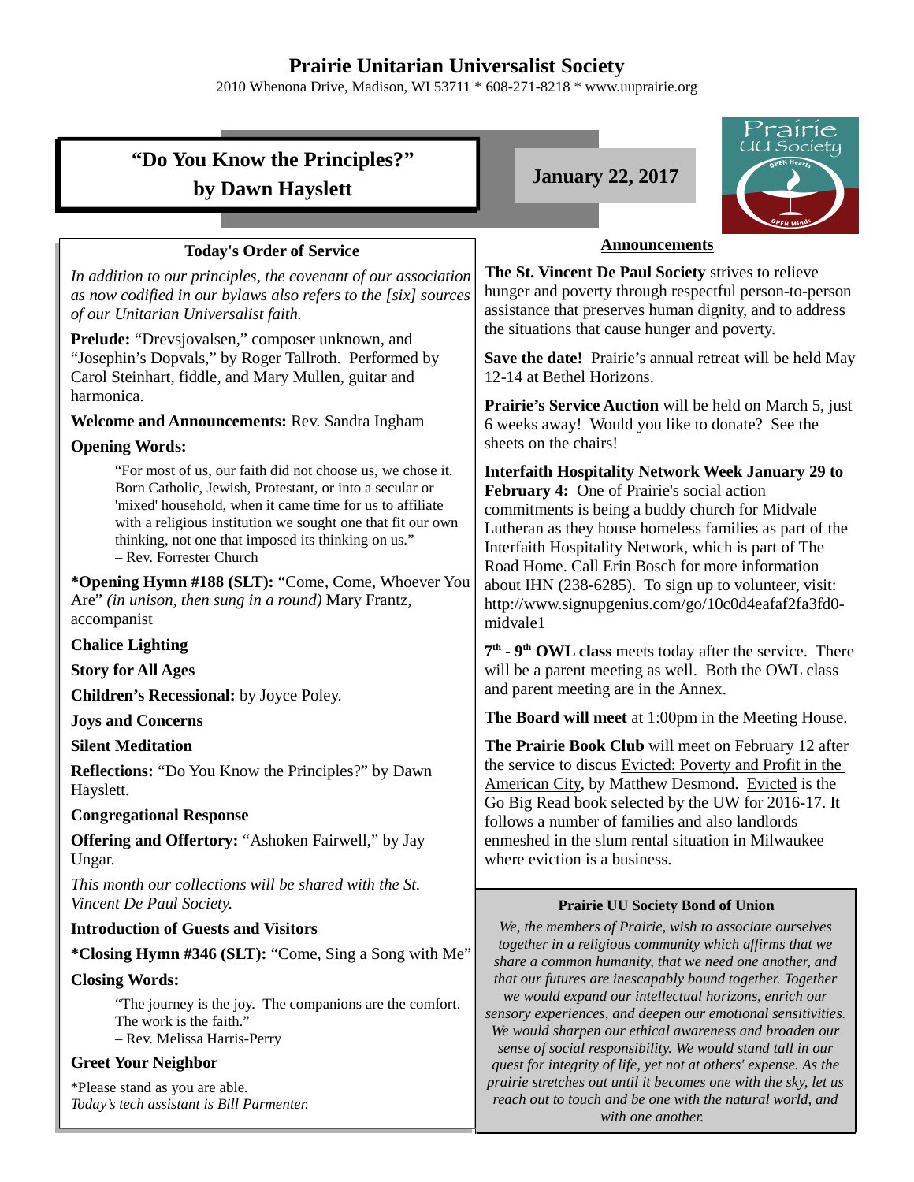# Prairie Unitarian Universalist Society

2010 Whenona Drive, Madison, WI 53711 * 608-271-8218 * www.uuprairie.org

## "Do You Know the Principles?" by Dawn Hayslett

**January 22, 2017**

### Today's Order of Service

*In addition to our principles, the covenant of our association as now codified in our bylaws also refers to the [six] sources of our Unitarian Universalist faith.*

**Prelude:** "Drevsjovalsen," composer unknown, and "Josephin's Dopvals," by Roger Tallroth. Performed by Carol Steinhart, fiddle, and Mary Mullen, guitar and harmonica.

**Welcome and Announcements:** Rev. Sandra Ingham

**Opening Words:**

> "For most of us, our faith did not choose us, we chose it. Born Catholic, Jewish, Protestant, or into a secular or 'mixed' household, when it came time for us to affiliate with a religious institution we sought one that fit our own thinking, not one that imposed its thinking on us."
> – Rev. Forrester Church

**\*Opening Hymn #188 (SLT):** "Come, Come, Whoever You Are" *(in unison, then sung in a round)* Mary Frantz, accompanist

**Chalice Lighting**

**Story for All Ages**

**Children's Recessional:** by Joyce Poley.

**Joys and Concerns**

**Silent Meditation**

**Reflections:** "Do You Know the Principles?" by Dawn Hayslett.

**Congregational Response**

**Offering and Offertory:** "Ashoken Fairwell," by Jay Ungar.

*This month our collections will be shared with the St. Vincent De Paul Society.*

**Introduction of Guests and Visitors**

**\*Closing Hymn #346 (SLT):** "Come, Sing a Song with Me"

**Closing Words:**

> "The journey is the joy. The companions are the comfort. The work is the faith."
> – Rev. Melissa Harris-Perry

**Greet Your Neighbor**

*Please stand as you are able.
*Today's tech assistant is Bill Parmenter.*

### Announcements

**The St. Vincent De Paul Society** strives to relieve hunger and poverty through respectful person-to-person assistance that preserves human dignity, and to address the situations that cause hunger and poverty.

**Save the date!** Prairie's annual retreat will be held May 12-14 at Bethel Horizons.

**Prairie's Service Auction** will be held on March 5, just 6 weeks away! Would you like to donate? See the sheets on the chairs!

**Interfaith Hospitality Network Week January 29 to February 4:** One of Prairie's social action commitments is being a buddy church for Midvale Lutheran as they house homeless families as part of the Interfaith Hospitality Network, which is part of The Road Home. Call Erin Bosch for more information about IHN (238-6285). To sign up to volunteer, visit: http://www.signupgenius.com/go/10c0d4eafaf2fa3fd0-midvale1

**7th - 9th OWL class** meets today after the service. There will be a parent meeting as well. Both the OWL class and parent meeting are in the Annex.

**The Board will meet** at 1:00pm in the Meeting House.

**The Prairie Book Club** will meet on February 12 after the service to discus Evicted: Poverty and Profit in the American City, by Matthew Desmond. Evicted is the Go Big Read book selected by the UW for 2016-17. It follows a number of families and also landlords enmeshed in the slum rental situation in Milwaukee where eviction is a business.

### Prairie UU Society Bond of Union

*We, the members of Prairie, wish to associate ourselves together in a religious community which affirms that we share a common humanity, that we need one another, and that our futures are inescapably bound together. Together we would expand our intellectual horizons, enrich our sensory experiences, and deepen our emotional sensitivities. We would sharpen our ethical awareness and broaden our sense of social responsibility. We would stand tall in our quest for integrity of life, yet not at others' expense. As the prairie stretches out until it becomes one with the sky, let us reach out to touch and be one with the natural world, and with one another.*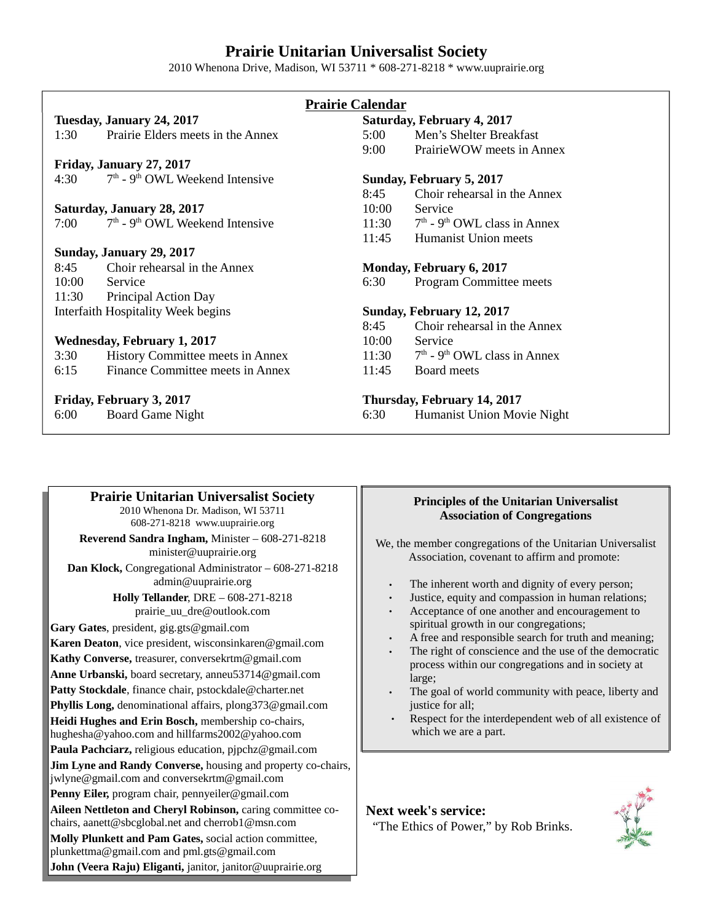# Prairie Unitarian Universalist Society

2010 Whenona Drive, Madison, WI 53711 * 608-271-8218 * www.uuprairie.org

## Prairie Calendar

**Tuesday, January 24, 2017**

1:30 Prairie Elders meets in the Annex

**Friday, January 27, 2017**

4:30 7th - 9th OWL Weekend Intensive

**Saturday, January 28, 2017**

7:00 7th - 9th OWL Weekend Intensive

**Sunday, January 29, 2017**

8:45 Choir rehearsal in the Annex
10:00 Service
11:30 Principal Action Day
Interfaith Hospitality Week begins

**Wednesday, February 1, 2017**

3:30 History Committee meets in Annex
6:15 Finance Committee meets in Annex

**Friday, February 3, 2017**

6:00 Board Game Night

**Saturday, February 4, 2017**

5:00 Men's Shelter Breakfast
9:00 PrairieWOW meets in Annex

**Sunday, February 5, 2017**

8:45 Choir rehearsal in the Annex
10:00 Service
11:30 7th - 9th OWL class in Annex
11:45 Humanist Union meets

**Monday, February 6, 2017**

6:30 Program Committee meets

**Sunday, February 12, 2017**

8:45 Choir rehearsal in the Annex
10:00 Service
11:30 7th - 9th OWL class in Annex
11:45 Board meets

**Thursday, February 14, 2017**

6:30 Humanist Union Movie Night

---

**Prairie Unitarian Universalist Society**
2010 Whenona Dr. Madison, WI 53711
608-271-8218 www.uuprairie.org

**Reverend Sandra Ingham,** Minister – 608-271-8218
minister@uuprairie.org

**Dan Klock,** Congregational Administrator – 608-271-8218
admin@uuprairie.org

**Holly Tellander**, DRE – 608-271-8218
prairie_uu_dre@outlook.com

**Gary Gates**, president, gig.gts@gmail.com
**Karen Deaton**, vice president, wisconsinkaren@gmail.com
**Kathy Converse,** treasurer, conversekrtm@gmail.com
**Anne Urbanski,** board secretary, anneu53714@gmail.com
**Patty Stockdale**, finance chair, pstockdale@charter.net
**Phyllis Long,** denominational affairs, plong373@gmail.com
**Heidi Hughes and Erin Bosch,** membership co-chairs, hughesha@yahoo.com and hillfarms2002@yahoo.com
**Paula Pachciarz,** religious education, pjpchz@gmail.com
**Jim Lyne and Randy Converse,** housing and property co-chairs, jwlyne@gmail.com and conversekrtm@gmail.com
**Penny Eiler,** program chair, pennyeiler@gmail.com
**Aileen Nettleton and Cheryl Robinson,** caring committee co-chairs, aanett@sbcglobal.net and cherrob1@msn.com
**Molly Plunkett and Pam Gates,** social action committee, plunkettma@gmail.com and pml.gts@gmail.com
**John (Veera Raju) Eliganti,** janitor, janitor@uuprairie.org

---

**Principles of the Unitarian Universalist Association of Congregations**

We, the member congregations of the Unitarian Universalist Association, covenant to affirm and promote:

- The inherent worth and dignity of every person;
- Justice, equity and compassion in human relations;
- Acceptance of one another and encouragement to spiritual growth in our congregations;
- A free and responsible search for truth and meaning;
- The right of conscience and the use of the democratic process within our congregations and in society at large;
- The goal of world community with peace, liberty and justice for all;
- Respect for the interdependent web of all existence of which we are a part.

**Next week's service:**
"The Ethics of Power," by Rob Brinks.